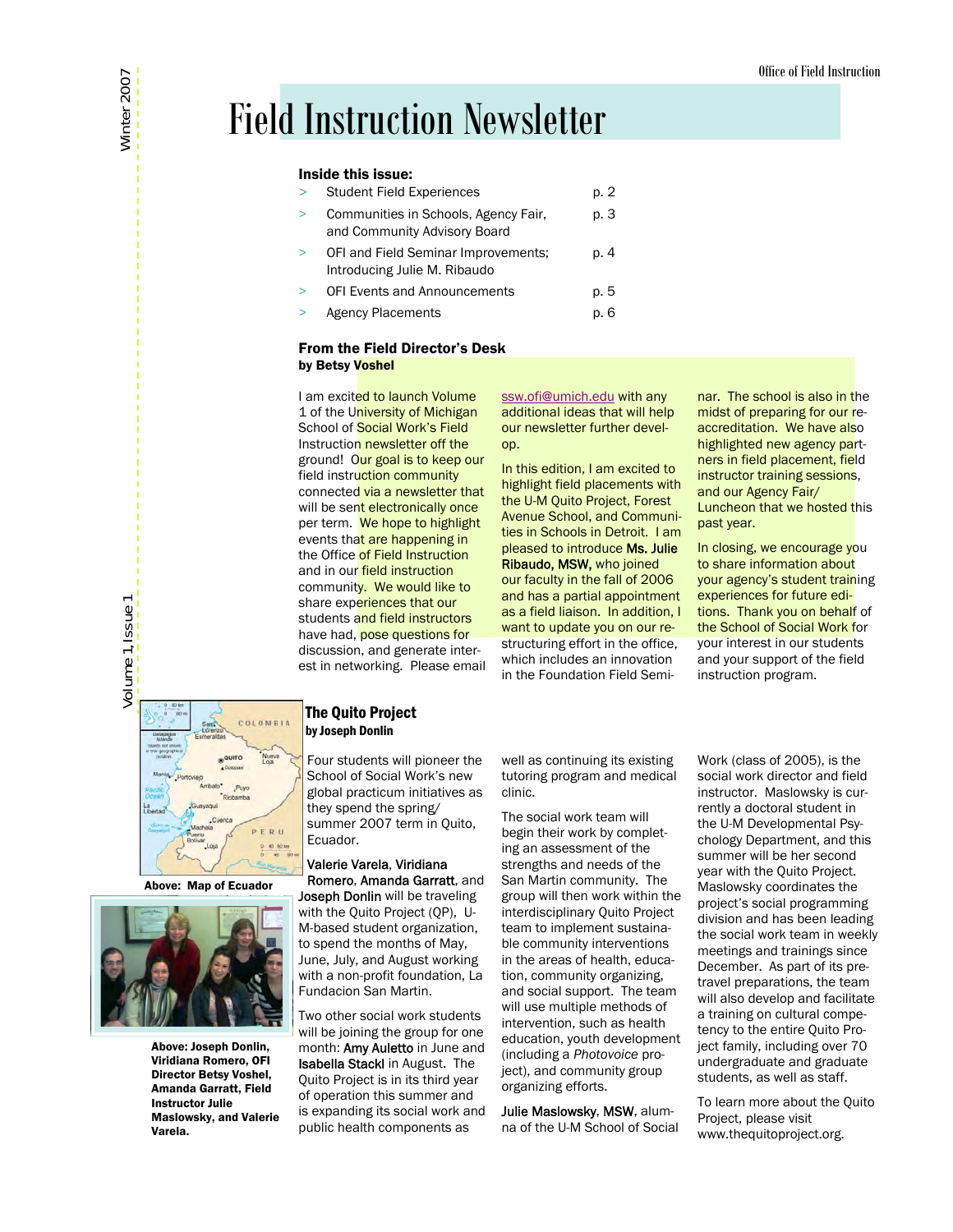# Field Instruction Newsletter

Office of Field Instruction

Winter 2007

Volume 1, Issue 1

**Inside this issue:**

| | |
|---|---|
| > Student Field Experiences | p. 2 |
| > Communities in Schools, Agency Fair, and Community Advisory Board | p. 3 |
| > OFI and Field Seminar Improvements; Introducing Julie M. Ribaudo | p. 4 |
| > OFI Events and Announcements | p. 5 |
| > Agency Placements | p. 6 |

## From the Field Director's Desk

**by Betsy Voshel**

I am excited to launch Volume 1 of the University of Michigan School of Social Work's Field Instruction newsletter off the ground! Our goal is to keep our field instruction community connected via a newsletter that will be sent electronically once per term. We hope to highlight events that are happening in the Office of Field Instruction and in our field instruction community. We would like to share experiences that our students and field instructors have had, pose questions for discussion, and generate interest in networking. Please email ssw.ofi@umich.edu with any additional ideas that will help our newsletter further develop.

In this edition, I am excited to highlight field placements with the U-M Quito Project, Forest Avenue School, and Communities in Schools in Detroit. I am pleased to introduce **Ms. Julie Ribaudo, MSW,** who joined our faculty in the fall of 2006 and has a partial appointment as a field liaison. In addition, I want to update you on our restructuring effort in the office, which includes an innovation in the Foundation Field Seminar. The school is also in the midst of preparing for our reaccreditation. We have also highlighted new agency partners in field placement, field instructor training sessions, and our Agency Fair/ Luncheon that we hosted this past year.

In closing, we encourage you to share information about your agency's student training experiences for future editions. Thank you on behalf of the School of Social Work for your interest in our students and your support of the field instruction program.

**Above: Map of Ecuador**

**Above: Joseph Donlin, Viridiana Romero, OFI Director Betsy Voshel, Amanda Garratt, Field Instructor Julie Maslowsky, and Valerie Varela.**

## The Quito Project

**by Joseph Donlin**

Four students will pioneer the School of Social Work's new global practicum initiatives as they spend the spring/ summer 2007 term in Quito, Ecuador.

**Valerie Varela**, **Viridiana Romero**, **Amanda Garratt**, and **Joseph Donlin** will be traveling with the Quito Project (QP), U-M-based student organization, to spend the months of May, June, July, and August working with a non-profit foundation, La Fundacion San Martin.

Two other social work students will be joining the group for one month: **Amy Auletto** in June and **Isabella Stackl** in August. The Quito Project is in its third year of operation this summer and is expanding its social work and public health components as well as continuing its existing tutoring program and medical clinic.

The social work team will begin their work by completing an assessment of the strengths and needs of the San Martin community. The group will then work within the interdisciplinary Quito Project team to implement sustainable community interventions in the areas of health, education, community organizing, and social support. The team will use multiple methods of intervention, such as health education, youth development (including a *Photovoice* project), and community group organizing efforts.

**Julie Maslowsky, MSW**, alumna of the U-M School of Social Work (class of 2005), is the social work director and field instructor. Maslowsky is currently a doctoral student in the U-M Developmental Psychology Department, and this summer will be her second year with the Quito Project. Maslowsky coordinates the project's social programming division and has been leading the social work team in weekly meetings and trainings since December. As part of its pre-travel preparations, the team will also develop and facilitate a training on cultural competency to the entire Quito Project family, including over 70 undergraduate and graduate students, as well as staff.

To learn more about the Quito Project, please visit www.thequitoproject.org.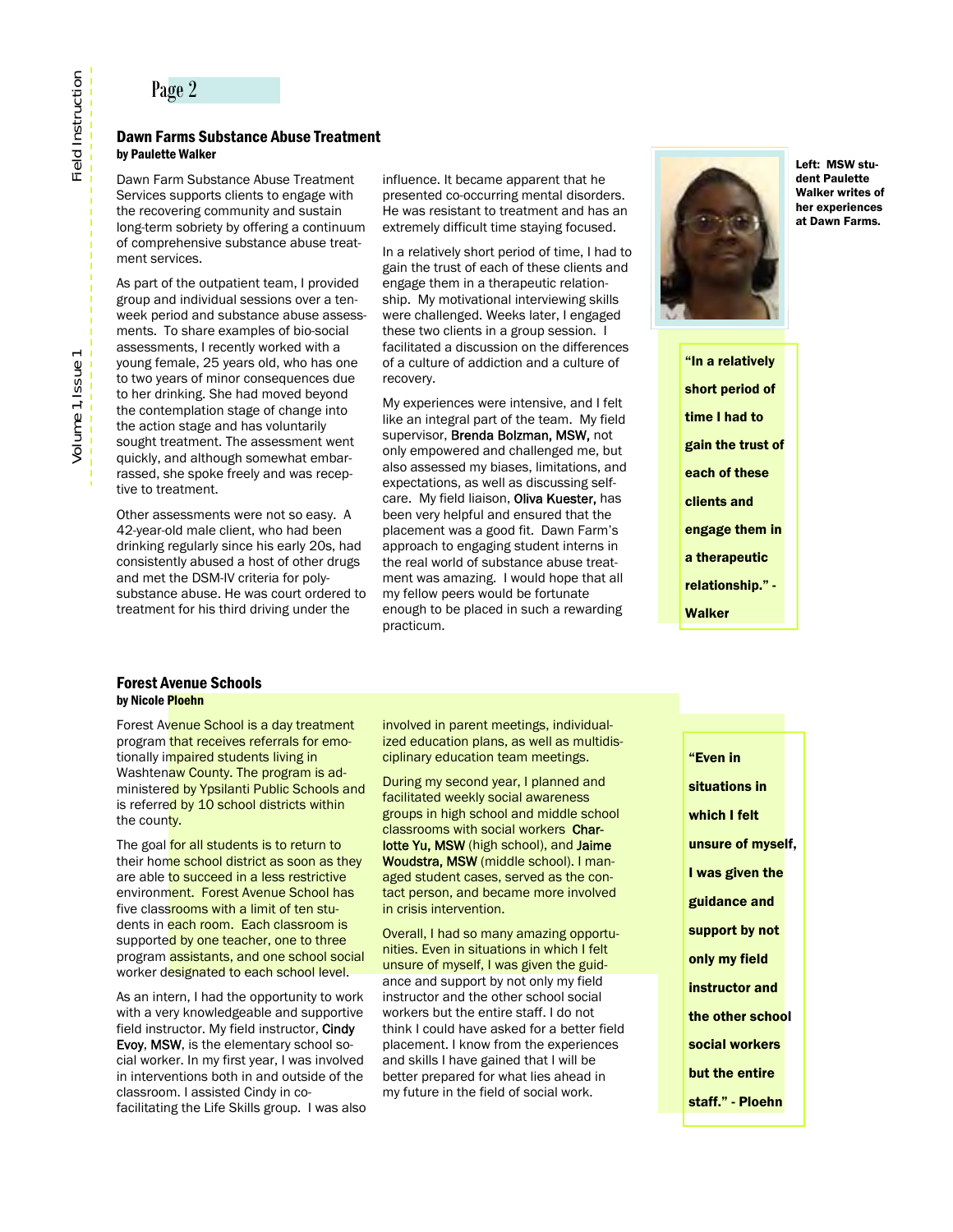## Dawn Farms Substance Abuse Treatment

**by Paulette Walker**

Dawn Farm Substance Abuse Treatment Services supports clients to engage with the recovering community and sustain long-term sobriety by offering a continuum of comprehensive substance abuse treatment services.

As part of the outpatient team, I provided group and individual sessions over a ten-week period and substance abuse assessments. To share examples of bio-social assessments, I recently worked with a young female, 25 years old, who has one to two years of minor consequences due to her drinking. She had moved beyond the contemplation stage of change into the action stage and has voluntarily sought treatment. The assessment went quickly, and although somewhat embarrassed, she spoke freely and was receptive to treatment.

Other assessments were not so easy. A 42-year-old male client, who had been drinking regularly since his early 20s, had consistently abused a host of other drugs and met the DSM-IV criteria for poly-substance abuse. He was court ordered to treatment for his third driving under the influence. It became apparent that he presented co-occurring mental disorders. He was resistant to treatment and has an extremely difficult time staying focused.

In a relatively short period of time, I had to gain the trust of each of these clients and engage them in a therapeutic relationship. My motivational interviewing skills were challenged. Weeks later, I engaged these two clients in a group session. I facilitated a discussion on the differences of a culture of addiction and a culture of recovery.

My experiences were intensive, and I felt like an integral part of the team. My field supervisor, Brenda Bolzman, MSW, not only empowered and challenged me, but also assessed my biases, limitations, and expectations, as well as discussing self-care. My field liaison, Oliva Kuester, has been very helpful and ensured that the placement was a good fit. Dawn Farm's approach to engaging student interns in the real world of substance abuse treatment was amazing. I would hope that all my fellow peers would be fortunate enough to be placed in such a rewarding practicum.

**Left: MSW student Paulette Walker writes of her experiences at Dawn Farms.**

> **"In a relatively short period of time I had to gain the trust of each of these clients and engage them in a therapeutic relationship." - Walker**

## Forest Avenue Schools

**by Nicole Ploehn**

Forest Avenue School is a day treatment program that receives referrals for emotionally impaired students living in Washtenaw County. The program is administered by Ypsilanti Public Schools and is referred by 10 school districts within the county.

The goal for all students is to return to their home school district as soon as they are able to succeed in a less restrictive environment. Forest Avenue School has five classrooms with a limit of ten students in each room. Each classroom is supported by one teacher, one to three program assistants, and one school social worker designated to each school level.

As an intern, I had the opportunity to work with a very knowledgeable and supportive field instructor. My field instructor, Cindy Evoy, MSW, is the elementary school social worker. In my first year, I was involved in interventions both in and outside of the classroom. I assisted Cindy in co-facilitating the Life Skills group. I was also involved in parent meetings, individualized education plans, as well as multidisciplinary education team meetings.

During my second year, I planned and facilitated weekly social awareness groups in high school and middle school classrooms with social workers Charlotte Yu, MSW (high school), and Jaime Woudstra, MSW (middle school). I managed student cases, served as the contact person, and became more involved in crisis intervention.

Overall, I had so many amazing opportunities. Even in situations in which I felt unsure of myself, I was given the guidance and support by not only my field instructor and the other school social workers but the entire staff. I do not think I could have asked for a better field placement. I know from the experiences and skills I have gained that I will be better prepared for what lies ahead in my future in the field of social work.

> **"Even in situations in which I felt unsure of myself, I was given the guidance and support by not only my field instructor and the other school social workers but the entire staff." - Ploehn**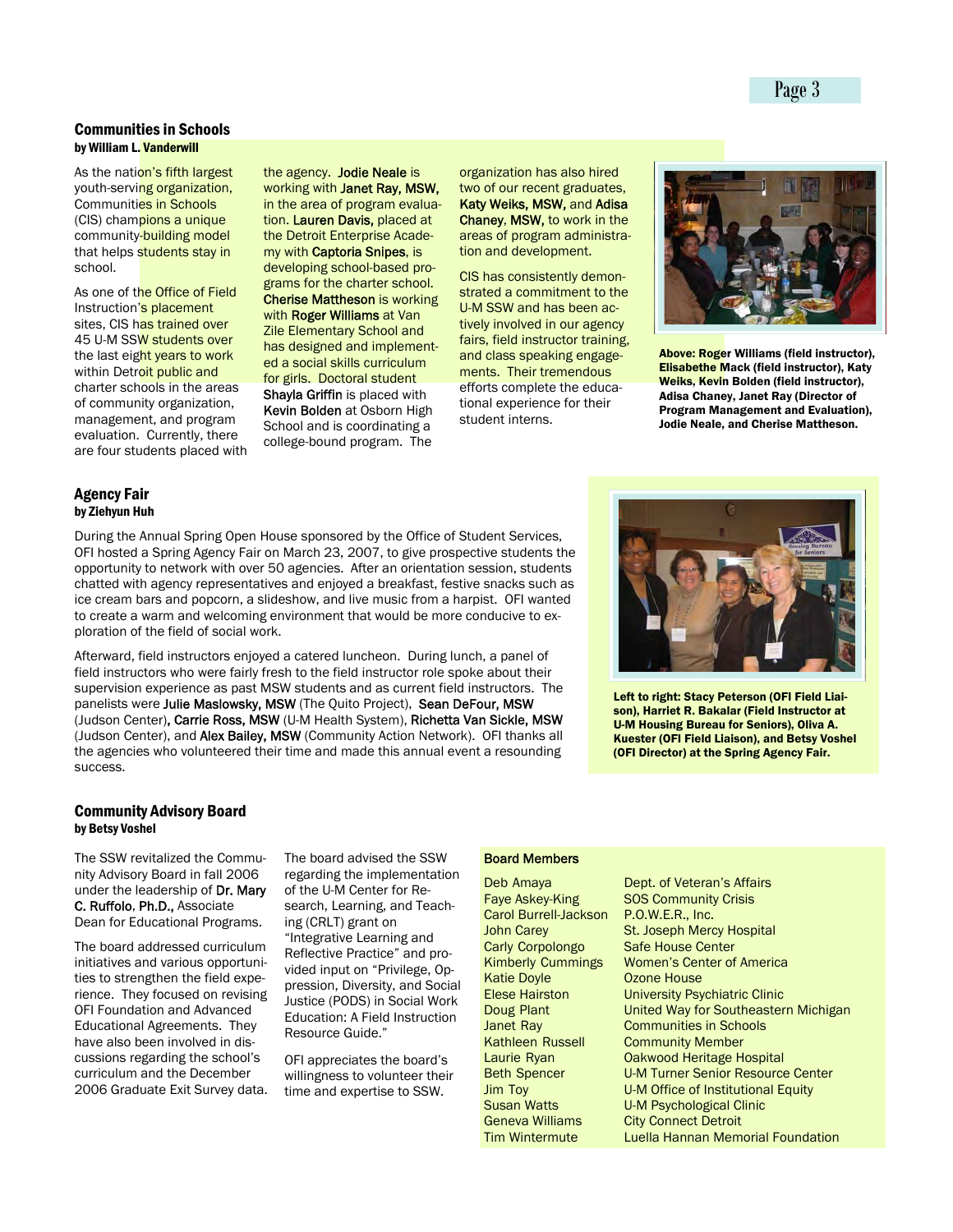## Communities in Schools

**by William L. Vanderwill**

As the nation's fifth largest youth-serving organization, Communities in Schools (CIS) champions a unique community-building model that helps students stay in school.

As one of the Office of Field Instruction's placement sites, CIS has trained over 45 U-M SSW students over the last eight years to work within Detroit public and charter schools in the areas of community organization, management, and program evaluation. Currently, there are four students placed with the agency. **Jodie Neale** is working with **Janet Ray, MSW,** in the area of program evaluation. **Lauren Davis,** placed at the Detroit Enterprise Academy with **Captoria Snipes**, is developing school-based programs for the charter school. **Cherise Mattheson** is working with **Roger Williams** at Van Zile Elementary School and has designed and implemented a social skills curriculum for girls. Doctoral student **Shayla Griffin** is placed with **Kevin Bolden** at Osborn High School and is coordinating a college-bound program. The organization has also hired two of our recent graduates, **Katy Weiks, MSW,** and **Adisa Chaney, MSW,** to work in the areas of program administration and development.

CIS has consistently demonstrated a commitment to the U-M SSW and has been actively involved in our agency fairs, field instructor training, and class speaking engagements. Their tremendous efforts complete the educational experience for their student interns.

**Above: Roger Williams (field instructor), Elisabethe Mack (field instructor), Katy Weiks, Kevin Bolden (field instructor), Adisa Chaney, Janet Ray (Director of Program Management and Evaluation), Jodie Neale, and Cherise Mattheson.**

## Agency Fair

**by Ziehyun Huh**

During the Annual Spring Open House sponsored by the Office of Student Services, OFI hosted a Spring Agency Fair on March 23, 2007, to give prospective students the opportunity to network with over 50 agencies. After an orientation session, students chatted with agency representatives and enjoyed a breakfast, festive snacks such as ice cream bars and popcorn, a slideshow, and live music from a harpist. OFI wanted to create a warm and welcoming environment that would be more conducive to exploration of the field of social work.

Afterward, field instructors enjoyed a catered luncheon. During lunch, a panel of field instructors who were fairly fresh to the field instructor role spoke about their supervision experience as past MSW students and as current field instructors. The panelists were **Julie Maslowsky, MSW** (The Quito Project), **Sean DeFour, MSW** (Judson Center), **Carrie Ross, MSW** (U-M Health System), **Richetta Van Sickle, MSW** (Judson Center), and **Alex Bailey, MSW** (Community Action Network). OFI thanks all the agencies who volunteered their time and made this annual event a resounding success.

**Left to right: Stacy Peterson (OFI Field Liaison), Harriet R. Bakalar (Field Instructor at U-M Housing Bureau for Seniors), Oliva A. Kuester (OFI Field Liaison), and Betsy Voshel (OFI Director) at the Spring Agency Fair.**

## Community Advisory Board

**by Betsy Voshel**

The SSW revitalized the Community Advisory Board in fall 2006 under the leadership of **Dr. Mary C. Ruffolo, Ph.D.,** Associate Dean for Educational Programs.

The board addressed curriculum initiatives and various opportunities to strengthen the field experience. They focused on revising OFI Foundation and Advanced Educational Agreements. They have also been involved in discussions regarding the school's curriculum and the December 2006 Graduate Exit Survey data.

The board advised the SSW regarding the implementation of the U-M Center for Research, Learning, and Teaching (CRLT) grant on "Integrative Learning and Reflective Practice" and provided input on "Privilege, Oppression, Diversity, and Social Justice (PODS) in Social Work Education: A Field Instruction Resource Guide."

OFI appreciates the board's willingness to volunteer their time and expertise to SSW.

**Board Members**

| Name | Affiliation |
| --- | --- |
| Deb Amaya | Dept. of Veteran's Affairs |
| Faye Askey-King | SOS Community Crisis |
| Carol Burrell-Jackson | P.O.W.E.R., Inc. |
| John Carey | St. Joseph Mercy Hospital |
| Carly Corpolongo | Safe House Center |
| Kimberly Cummings | Women's Center of America |
| Katie Doyle | Ozone House |
| Elese Hairston | University Psychiatric Clinic |
| Doug Plant | United Way for Southeastern Michigan |
| Janet Ray | Communities in Schools |
| Kathleen Russell | Community Member |
| Laurie Ryan | Oakwood Heritage Hospital |
| Beth Spencer | U-M Turner Senior Resource Center |
| Jim Toy | U-M Office of Institutional Equity |
| Susan Watts | U-M Psychological Clinic |
| Geneva Williams | City Connect Detroit |
| Tim Wintermute | Luella Hannan Memorial Foundation |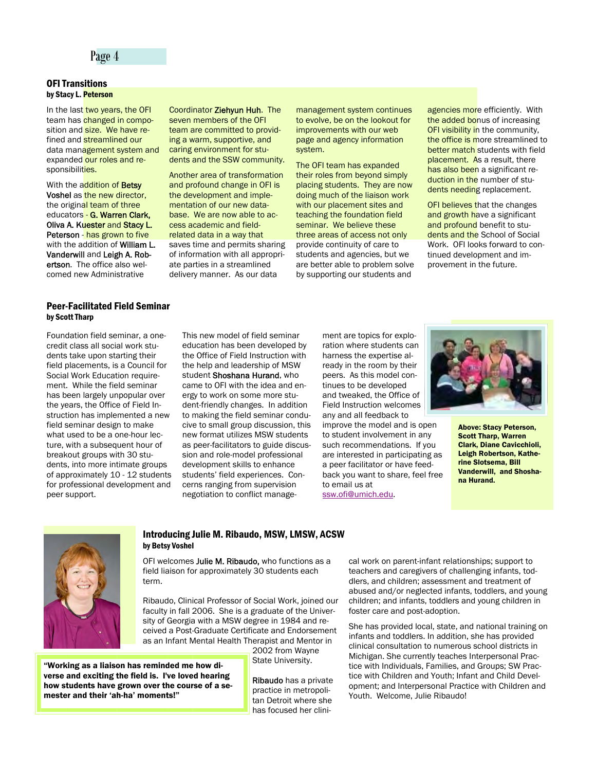## OFI Transitions

**by Stacy L. Peterson**

In the last two years, the OFI team has changed in composition and size. We have refined and streamlined our data management system and expanded our roles and responsibilities.

With the addition of Betsy Voshel as the new director, the original team of three educators - G. Warren Clark, Oliva A. Kuester and Stacy L. Peterson - has grown to five with the addition of William L. Vanderwill and Leigh A. Robertson. The office also welcomed new Administrative Coordinator Ziehyun Huh. The seven members of the OFI team are committed to providing a warm, supportive, and caring environment for students and the SSW community.

Another area of transformation and profound change in OFI is the development and implementation of our new database. We are now able to access academic and field-related data in a way that saves time and permits sharing of information with all appropriate parties in a streamlined delivery manner. As our data management system continues to evolve, be on the lookout for improvements with our web page and agency information system.

The OFI team has expanded their roles from beyond simply placing students. They are now doing much of the liaison work with our placement sites and teaching the foundation field seminar. We believe these three areas of access not only provide continuity of care to students and agencies, but we are better able to problem solve by supporting our students and agencies more efficiently. With the added bonus of increasing OFI visibility in the community, the office is more streamlined to better match students with field placement. As a result, there has also been a significant reduction in the number of students needing replacement.

OFI believes that the changes and growth have a significant and profound benefit to students and the School of Social Work. OFI looks forward to continued development and improvement in the future.

## Peer-Facilitated Field Seminar

**by Scott Tharp**

Foundation field seminar, a one-credit class all social work students take upon starting their field placements, is a Council for Social Work Education requirement. While the field seminar has been largely unpopular over the years, the Office of Field Instruction has implemented a new field seminar design to make what used to be a one-hour lecture, with a subsequent hour of breakout groups with 30 students, into more intimate groups of approximately 10 - 12 students for professional development and peer support.

This new model of field seminar education has been developed by the Office of Field Instruction with the help and leadership of MSW student Shoshana Hurand, who came to OFI with the idea and energy to work on some more student-friendly changes. In addition to making the field seminar conducive to small group discussion, this new format utilizes MSW students as peer-facilitators to guide discussion and role-model professional development skills to enhance students' field experiences. Concerns ranging from supervision negotiation to conflict management are topics for exploration where students can harness the expertise already in the room by their peers. As this model continues to be developed and tweaked, the Office of Field Instruction welcomes any and all feedback to improve the model and is open to student involvement in any such recommendations. If you are interested in participating as a peer facilitator or have feedback you want to share, feel free to email us at ssw.ofi@umich.edu.

**Above: Stacy Peterson, Scott Tharp, Warren Clark, Diane Cavicchioli, Leigh Robertson, Katherine Slotsema, Bill Vanderwill, and Shoshana Hurand.**

## Introducing Julie M. Ribaudo, MSW, LMSW, ACSW

**by Betsy Voshel**

OFI welcomes Julie M. Ribaudo, who functions as a field liaison for approximately 30 students each term.

Ribaudo, Clinical Professor of Social Work, joined our faculty in fall 2006. She is a graduate of the University of Georgia with a MSW degree in 1984 and received a Post-Graduate Certificate and Endorsement as an Infant Mental Health Therapist and Mentor in 2002 from Wayne State University.

Ribaudo has a private practice in metropolitan Detroit where she has focused her clinical work on parent-infant relationships; support to teachers and caregivers of challenging infants, toddlers, and children; assessment and treatment of abused and/or neglected infants, toddlers, and young children; and infants, toddlers and young children in foster care and post-adoption.

She has provided local, state, and national training on infants and toddlers. In addition, she has provided clinical consultation to numerous school districts in Michigan. She currently teaches Interpersonal Practice with Individuals, Families, and Groups; SW Practice with Children and Youth; Infant and Child Development; and Interpersonal Practice with Children and Youth. Welcome, Julie Ribaudo!

**"Working as a liaison has reminded me how diverse and exciting the field is. I've loved hearing how students have grown over the course of a semester and their 'ah-ha' moments!"**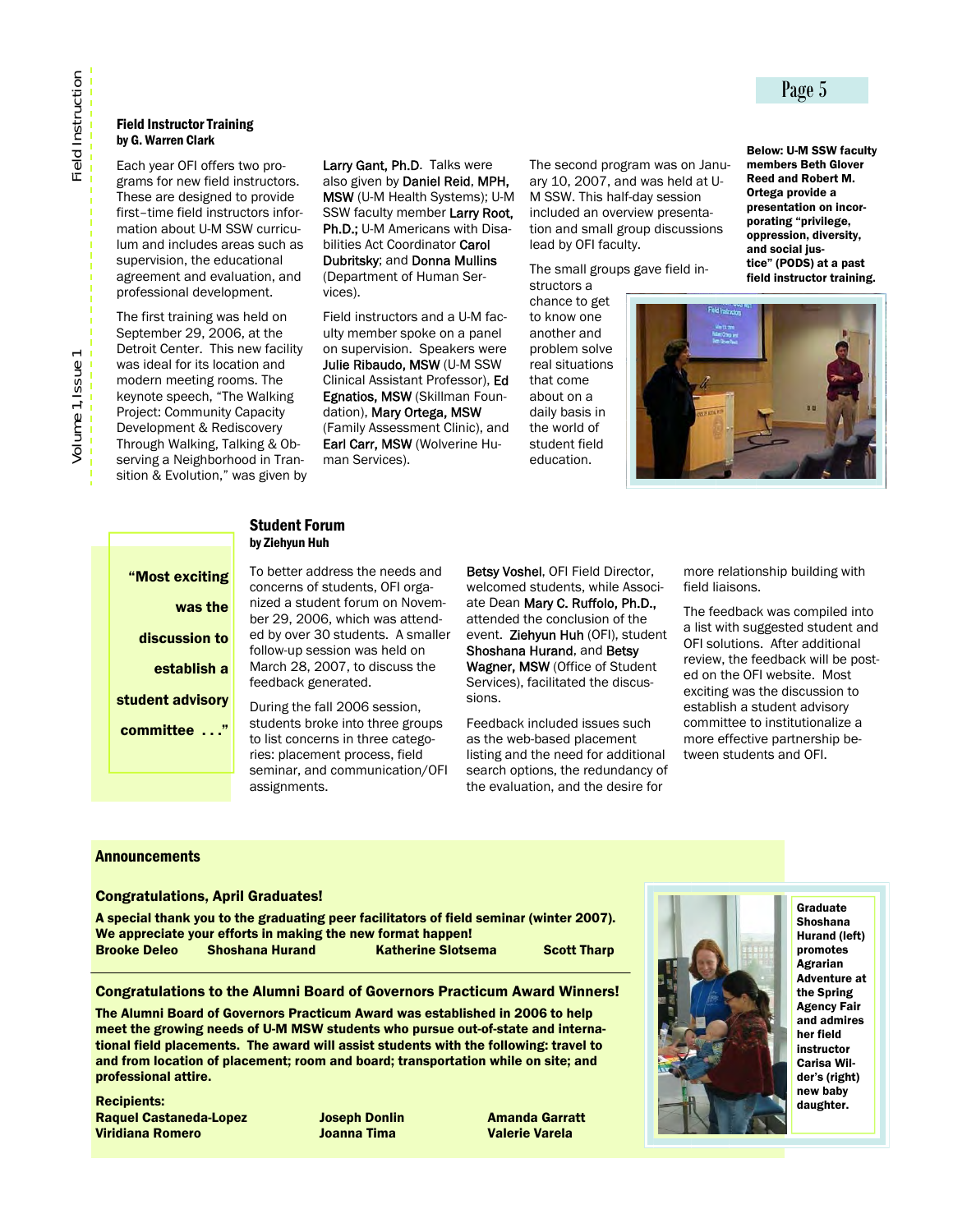### Field Instructor Training
**by G. Warren Clark**

Each year OFI offers two programs for new field instructors. These are designed to provide first–time field instructors information about U-M SSW curriculum and includes areas such as supervision, the educational agreement and evaluation, and professional development.

The first training was held on September 29, 2006, at the Detroit Center. This new facility was ideal for its location and modern meeting rooms. The keynote speech, "The Walking Project: Community Capacity Development & Rediscovery Through Walking, Talking & Observing a Neighborhood in Transition & Evolution," was given by Larry Gant, Ph.D. Talks were also given by Daniel Reid, MPH, MSW (U-M Health Systems); U-M SSW faculty member Larry Root, Ph.D.; U-M Americans with Disabilities Act Coordinator Carol Dubritsky; and Donna Mullins (Department of Human Services).

Field instructors and a U-M faculty member spoke on a panel on supervision. Speakers were Julie Ribaudo, MSW (U-M SSW Clinical Assistant Professor), Ed Egnatios, MSW (Skillman Foundation), Mary Ortega, MSW (Family Assessment Clinic), and Earl Carr, MSW (Wolverine Human Services).

The second program was on January 10, 2007, and was held at U-M SSW. This half-day session included an overview presentation and small group discussions lead by OFI faculty.

The small groups gave field instructors a chance to get to know one another and problem solve real situations that come about on a daily basis in the world of student field education.

**Below: U-M SSW faculty members Beth Glover Reed and Robert M. Ortega provide a presentation on incorporating "privilege, oppression, diversity, and social justice" (PODS) at a past field instructor training.**

### Student Forum
**by Ziehyun Huh**

> **"Most exciting was the discussion to establish a student advisory committee . . ."**

To better address the needs and concerns of students, OFI organized a student forum on November 29, 2006, which was attended by over 30 students. A smaller follow-up session was held on March 28, 2007, to discuss the feedback generated.

During the fall 2006 session, students broke into three groups to list concerns in three categories: placement process, field seminar, and communication/OFI assignments.

Betsy Voshel, OFI Field Director, welcomed students, while Associate Dean Mary C. Ruffolo, Ph.D., attended the conclusion of the event. Ziehyun Huh (OFI), student Shoshana Hurand, and Betsy Wagner, MSW (Office of Student Services), facilitated the discussions.

Feedback included issues such as the web-based placement listing and the need for additional search options, the redundancy of the evaluation, and the desire for more relationship building with field liaisons.

The feedback was compiled into a list with suggested student and OFI solutions. After additional review, the feedback will be posted on the OFI website. Most exciting was the discussion to establish a student advisory committee to institutionalize a more effective partnership between students and OFI.

### Announcements

**Congratulations, April Graduates!**

**A special thank you to the graduating peer facilitators of field seminar (winter 2007). We appreciate your efforts in making the new format happen!**

**Brooke Deleo      Shoshana Hurand      Katherine Slotsema      Scott Tharp**

**Congratulations to the Alumni Board of Governors Practicum Award Winners!**

**The Alumni Board of Governors Practicum Award was established in 2006 to help meet the growing needs of U-M MSW students who pursue out-of-state and international field placements. The award will assist students with the following: travel to and from location of placement; room and board; transportation while on site; and professional attire.**

**Recipients:**

**Raquel Castaneda-Lopez      Joseph Donlin      Amanda Garratt**
**Viridiana Romero      Joanna Tima      Valerie Varela**

**Graduate Shoshana Hurand (left) promotes Agrarian Adventure at the Spring Agency Fair and admires her field instructor Carisa Wilder's (right) new baby daughter.**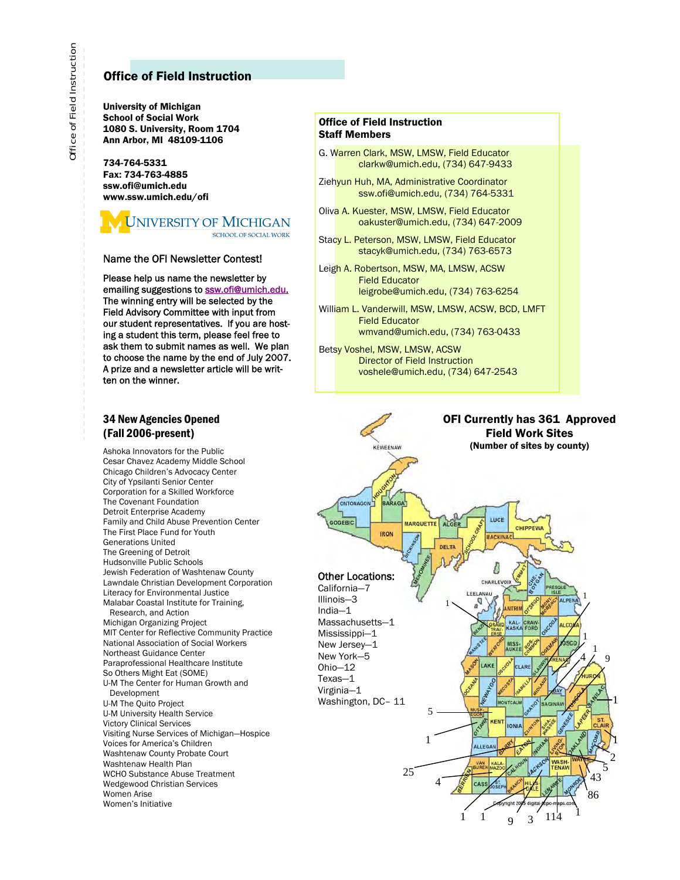## Office of Field Instruction

**University of Michigan**
**School of Social Work**
**1080 S. University, Room 1704**
**Ann Arbor, MI 48109-1106**

**734-764-5331**
**Fax: 734-763-4885**
**ssw.ofi@umich.edu**
**www.ssw.umich.edu/ofi**

University of Michigan
School of Social Work

### Office of Field Instruction Staff Members

G. Warren Clark, MSW, LMSW, Field Educator
clarkw@umich.edu, (734) 647-9433

Ziehyun Huh, MA, Administrative Coordinator
ssw.ofi@umich.edu, (734) 764-5331

Oliva A. Kuester, MSW, LMSW, Field Educator
oakuster@umich.edu, (734) 647-2009

Stacy L. Peterson, MSW, LMSW, Field Educator
stacyk@umich.edu, (734) 763-6573

Leigh A. Robertson, MSW, MA, LMSW, ACSW
Field Educator
leigrobe@umich.edu, (734) 763-6254

William L. Vanderwill, MSW, LMSW, ACSW, BCD, LMFT
Field Educator
wmvand@umich.edu, (734) 763-0433

Betsy Voshel, MSW, LMSW, ACSW
Director of Field Instruction
voshele@umich.edu, (734) 647-2543

### Name the OFI Newsletter Contest!

Please help us name the newsletter by emailing suggestions to ssw.ofi@umich.edu. The winning entry will be selected by the Field Advisory Committee with input from our student representatives. If you are hosting a student this term, please feel free to ask them to submit names as well. We plan to choose the name by the end of July 2007. A prize and a newsletter article will be written on the winner.

### 34 New Agencies Opened (Fall 2006-present)

Ashoka Innovators for the Public
Cesar Chavez Academy Middle School
Chicago Children's Advocacy Center
City of Ypsilanti Senior Center
Corporation for a Skilled Workforce
The Covenant Foundation
Detroit Enterprise Academy
Family and Child Abuse Prevention Center
The First Place Fund for Youth
Generations United
The Greening of Detroit
Hudsonville Public Schools
Jewish Federation of Washtenaw County
Lawndale Christian Development Corporation
Literacy for Environmental Justice
Malabar Coastal Institute for Training, Research, and Action
Michigan Organizing Project
MIT Center for Reflective Community Practice
National Association of Social Workers
Northeast Guidance Center
Paraprofessional Healthcare Institute
So Others Might Eat (SOME)
U-M The Center for Human Growth and Development
U-M The Quito Project
U-M University Health Service
Victory Clinical Services
Visiting Nurse Services of Michigan—Hospice
Voices for America's Children
Washtenaw County Probate Court
Washtenaw Health Plan
WCHO Substance Abuse Treatment
Wedgewood Christian Services
Women Arise
Women's Initiative

### OFI Currently has 361 Approved Field Work Sites

**(Number of sites by county)**

Other Locations:
California—7
Illinois—3
India—1
Massachusetts—1
Mississippi—1
New Jersey—1
New York—5
Ohio—12
Texas—1
Virginia—1
Washington, DC– 11

1, 1, 1, 1, 4, 9, 1, 5, 1, 1, 2, 5, 43, 86, 25, 4, 1, 1, 9, 3, 114, 1

Copyright 2005 digital-topo-maps.com